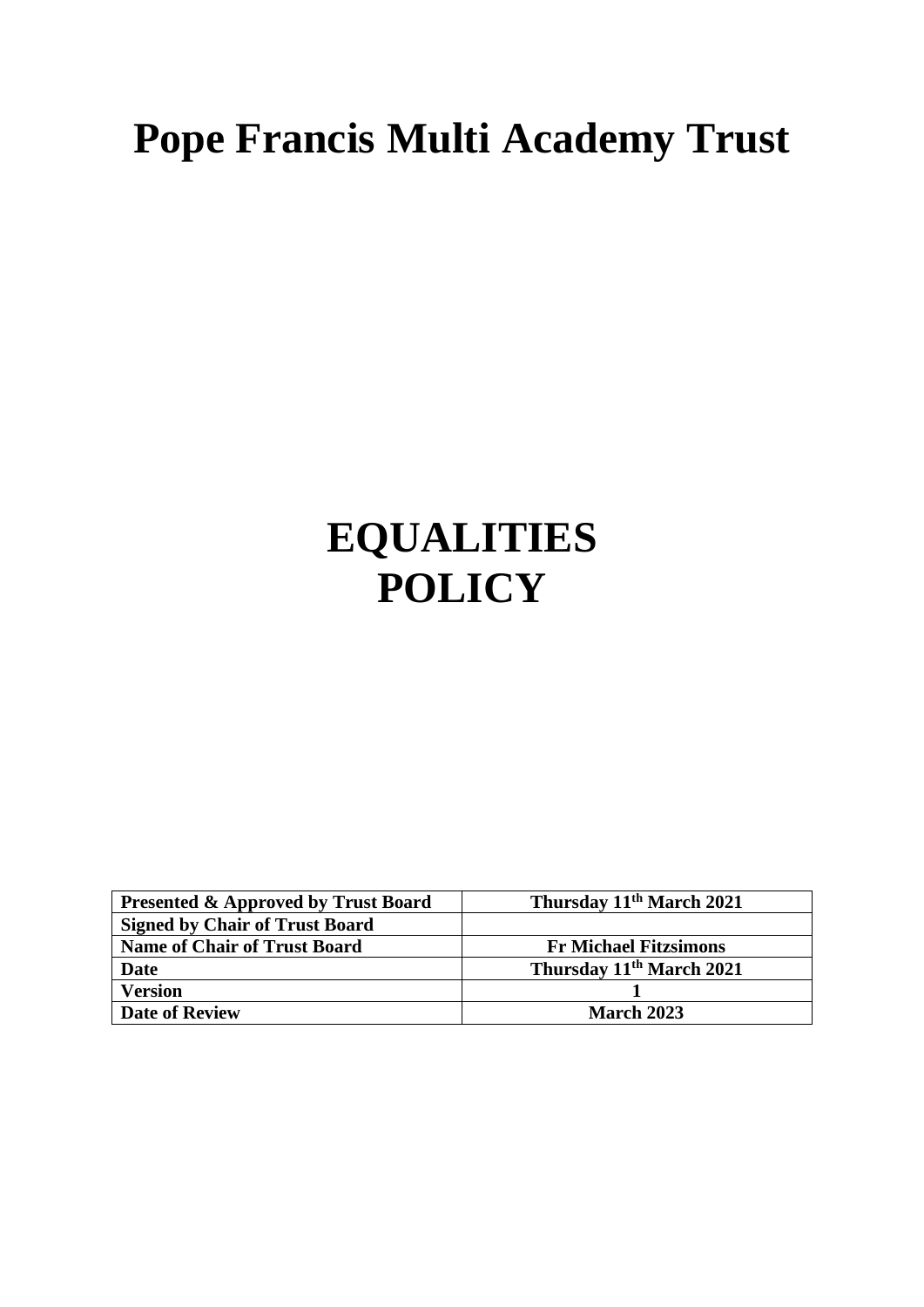# Pope Francis Multi Academy Trust

# EQUALITIES POLICY

| **Presented & Approved by Trust Board** | **Thursday 11th March 2021** |
|---|---|
| **Signed by Chair of Trust Board** | |
| **Name of Chair of Trust Board** | **Fr Michael Fitzsimons** |
| **Date** | **Thursday 11th March 2021** |
| **Version** | **1** |
| **Date of Review** | **March 2023** |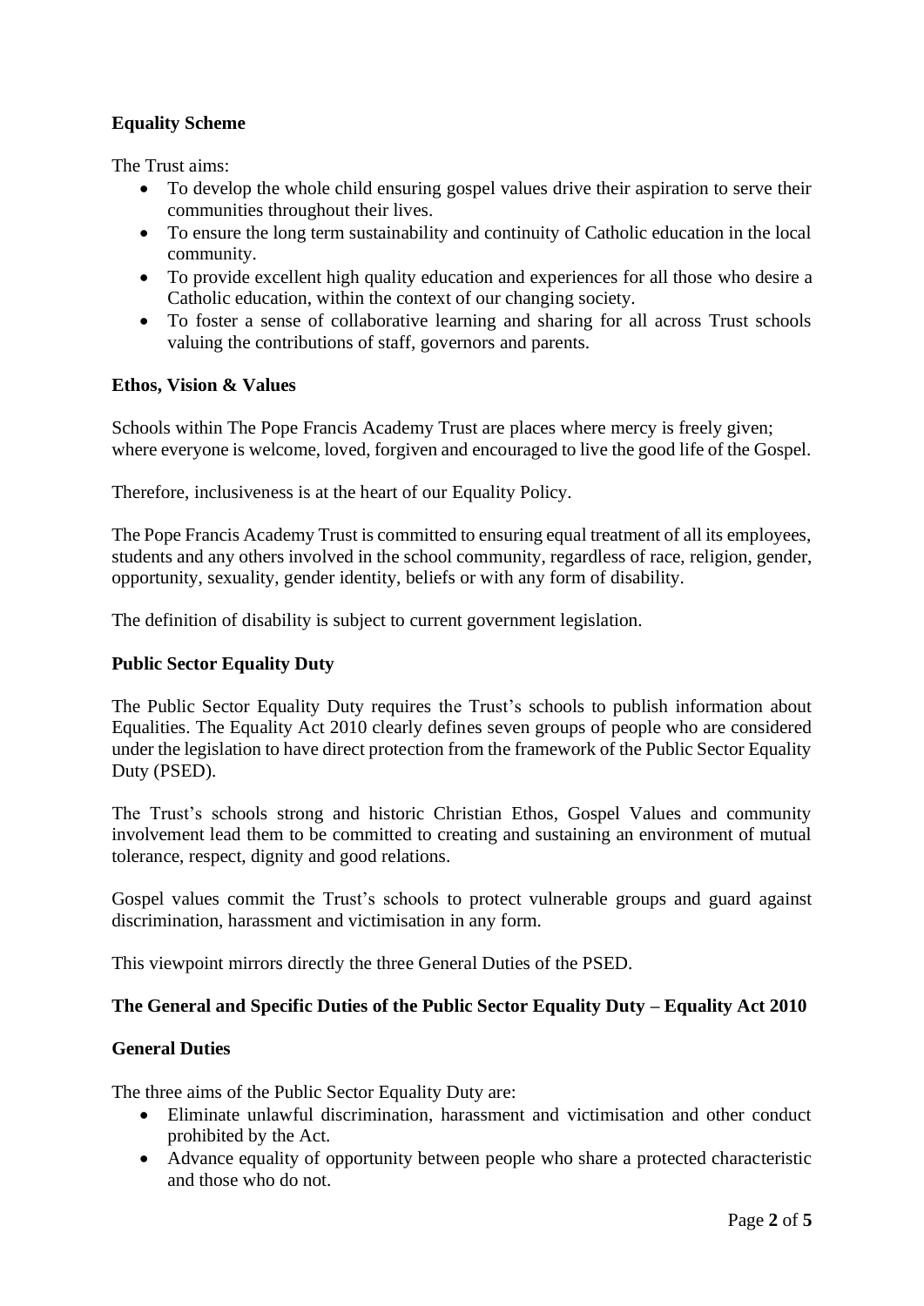**Equality Scheme**

The Trust aims:

- To develop the whole child ensuring gospel values drive their aspiration to serve their communities throughout their lives.
- To ensure the long term sustainability and continuity of Catholic education in the local community.
- To provide excellent high quality education and experiences for all those who desire a Catholic education, within the context of our changing society.
- To foster a sense of collaborative learning and sharing for all across Trust schools valuing the contributions of staff, governors and parents.

**Ethos, Vision & Values**

Schools within The Pope Francis Academy Trust are places where mercy is freely given; where everyone is welcome, loved, forgiven and encouraged to live the good life of the Gospel.

Therefore, inclusiveness is at the heart of our Equality Policy.

The Pope Francis Academy Trust is committed to ensuring equal treatment of all its employees, students and any others involved in the school community, regardless of race, religion, gender, opportunity, sexuality, gender identity, beliefs or with any form of disability.

The definition of disability is subject to current government legislation.

**Public Sector Equality Duty**

The Public Sector Equality Duty requires the Trust's schools to publish information about Equalities. The Equality Act 2010 clearly defines seven groups of people who are considered under the legislation to have direct protection from the framework of the Public Sector Equality Duty (PSED).

The Trust's schools strong and historic Christian Ethos, Gospel Values and community involvement lead them to be committed to creating and sustaining an environment of mutual tolerance, respect, dignity and good relations.

Gospel values commit the Trust's schools to protect vulnerable groups and guard against discrimination, harassment and victimisation in any form.

This viewpoint mirrors directly the three General Duties of the PSED.

**The General and Specific Duties of the Public Sector Equality Duty – Equality Act 2010**

**General Duties**

The three aims of the Public Sector Equality Duty are:

- Eliminate unlawful discrimination, harassment and victimisation and other conduct prohibited by the Act.
- Advance equality of opportunity between people who share a protected characteristic and those who do not.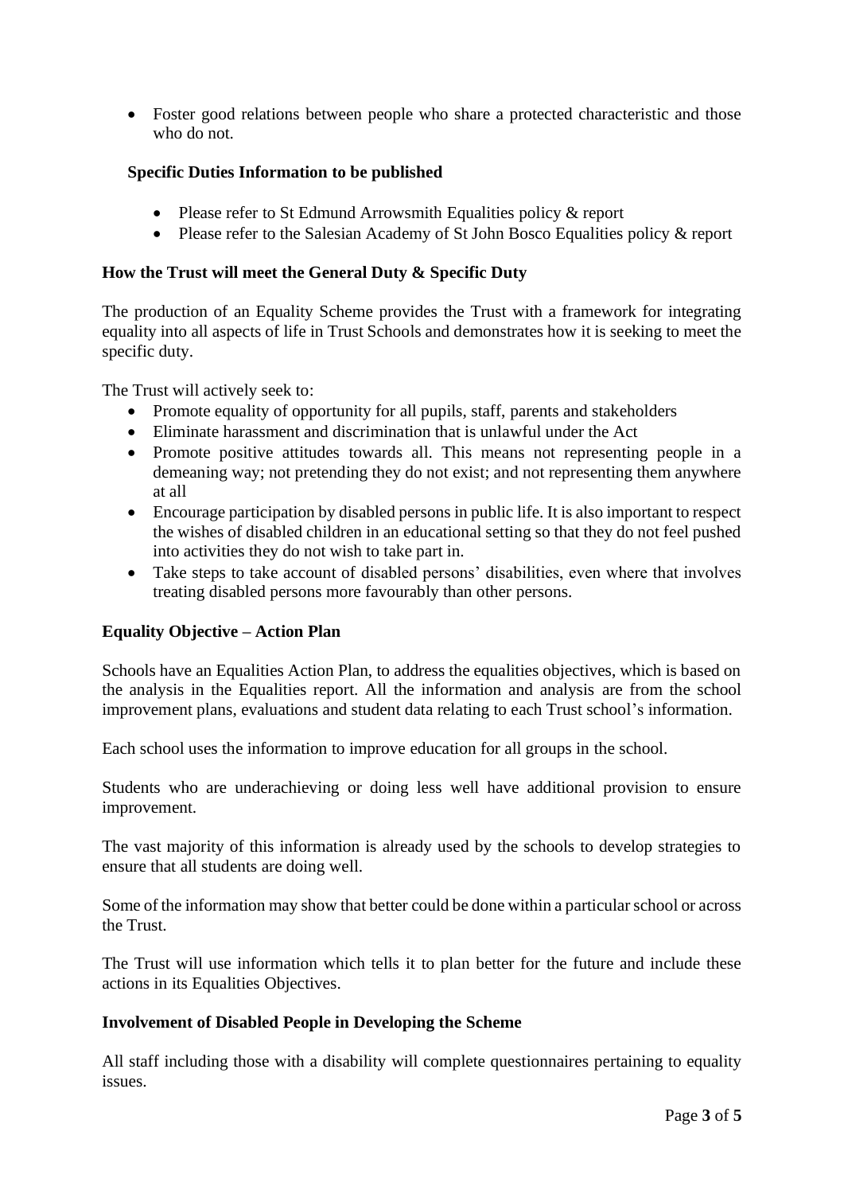- Foster good relations between people who share a protected characteristic and those who do not.

**Specific Duties Information to be published**

- Please refer to St Edmund Arrowsmith Equalities policy & report
- Please refer to the Salesian Academy of St John Bosco Equalities policy & report

**How the Trust will meet the General Duty & Specific Duty**

The production of an Equality Scheme provides the Trust with a framework for integrating equality into all aspects of life in Trust Schools and demonstrates how it is seeking to meet the specific duty.

The Trust will actively seek to:

- Promote equality of opportunity for all pupils, staff, parents and stakeholders
- Eliminate harassment and discrimination that is unlawful under the Act
- Promote positive attitudes towards all. This means not representing people in a demeaning way; not pretending they do not exist; and not representing them anywhere at all
- Encourage participation by disabled persons in public life. It is also important to respect the wishes of disabled children in an educational setting so that they do not feel pushed into activities they do not wish to take part in.
- Take steps to take account of disabled persons' disabilities, even where that involves treating disabled persons more favourably than other persons.

**Equality Objective – Action Plan**

Schools have an Equalities Action Plan, to address the equalities objectives, which is based on the analysis in the Equalities report. All the information and analysis are from the school improvement plans, evaluations and student data relating to each Trust school's information.

Each school uses the information to improve education for all groups in the school.

Students who are underachieving or doing less well have additional provision to ensure improvement.

The vast majority of this information is already used by the schools to develop strategies to ensure that all students are doing well.

Some of the information may show that better could be done within a particular school or across the Trust.

The Trust will use information which tells it to plan better for the future and include these actions in its Equalities Objectives.

**Involvement of Disabled People in Developing the Scheme**

All staff including those with a disability will complete questionnaires pertaining to equality issues.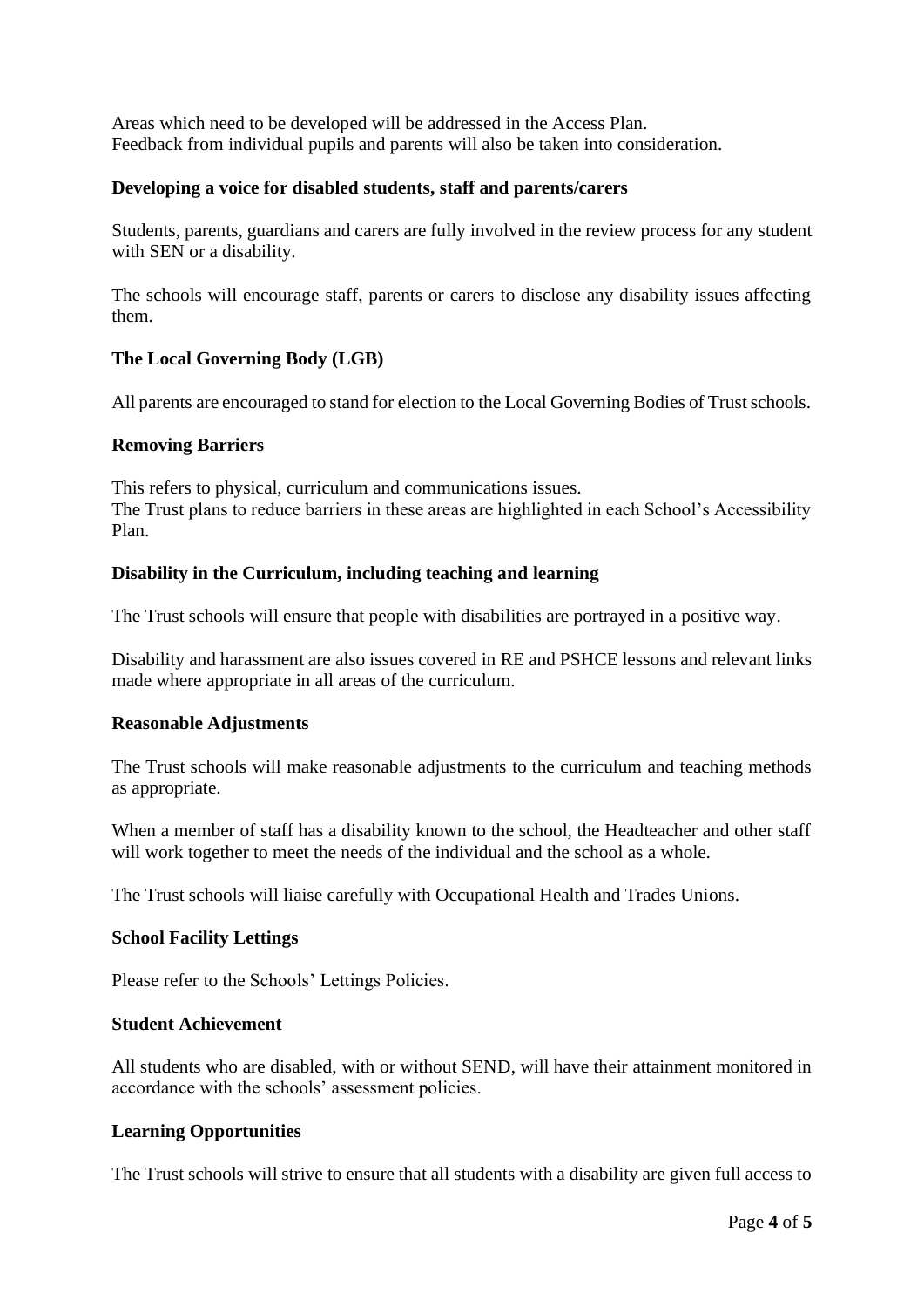Areas which need to be developed will be addressed in the Access Plan.
Feedback from individual pupils and parents will also be taken into consideration.

**Developing a voice for disabled students, staff and parents/carers**

Students, parents, guardians and carers are fully involved in the review process for any student with SEN or a disability.

The schools will encourage staff, parents or carers to disclose any disability issues affecting them.

**The Local Governing Body (LGB)**

All parents are encouraged to stand for election to the Local Governing Bodies of Trust schools.

**Removing Barriers**

This refers to physical, curriculum and communications issues.
The Trust plans to reduce barriers in these areas are highlighted in each School's Accessibility Plan.

**Disability in the Curriculum, including teaching and learning**

The Trust schools will ensure that people with disabilities are portrayed in a positive way.

Disability and harassment are also issues covered in RE and PSHCE lessons and relevant links made where appropriate in all areas of the curriculum.

**Reasonable Adjustments**

The Trust schools will make reasonable adjustments to the curriculum and teaching methods as appropriate.

When a member of staff has a disability known to the school, the Headteacher and other staff will work together to meet the needs of the individual and the school as a whole.

The Trust schools will liaise carefully with Occupational Health and Trades Unions.

**School Facility Lettings**

Please refer to the Schools' Lettings Policies.

**Student Achievement**

All students who are disabled, with or without SEND, will have their attainment monitored in accordance with the schools' assessment policies.

**Learning Opportunities**

The Trust schools will strive to ensure that all students with a disability are given full access to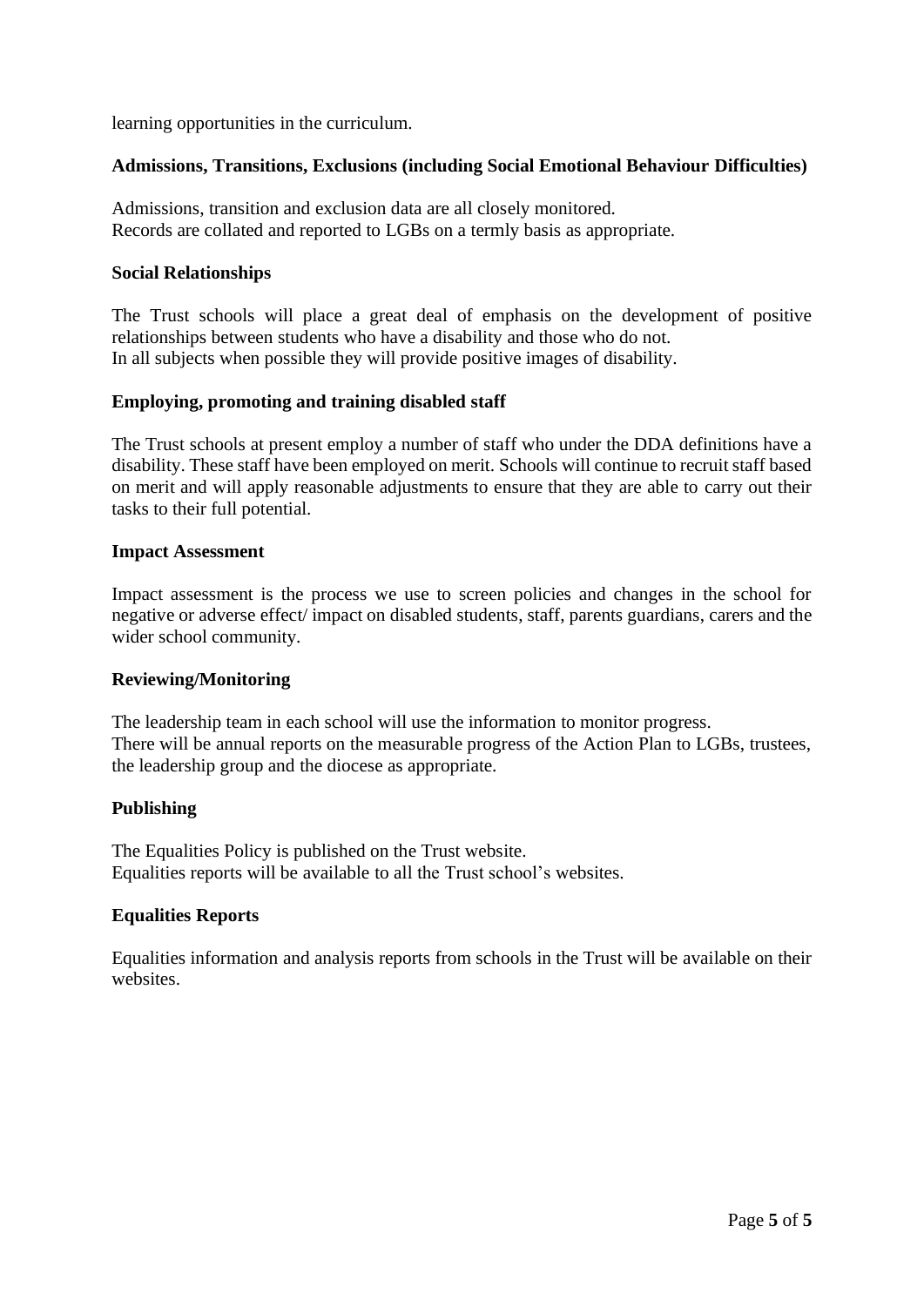learning opportunities in the curriculum.

**Admissions, Transitions, Exclusions (including Social Emotional Behaviour Difficulties)**

Admissions, transition and exclusion data are all closely monitored.
Records are collated and reported to LGBs on a termly basis as appropriate.

**Social Relationships**

The Trust schools will place a great deal of emphasis on the development of positive relationships between students who have a disability and those who do not.
In all subjects when possible they will provide positive images of disability.

**Employing, promoting and training disabled staff**

The Trust schools at present employ a number of staff who under the DDA definitions have a disability. These staff have been employed on merit. Schools will continue to recruit staff based on merit and will apply reasonable adjustments to ensure that they are able to carry out their tasks to their full potential.

**Impact Assessment**

Impact assessment is the process we use to screen policies and changes in the school for negative or adverse effect/ impact on disabled students, staff, parents guardians, carers and the wider school community.

**Reviewing/Monitoring**

The leadership team in each school will use the information to monitor progress.
There will be annual reports on the measurable progress of the Action Plan to LGBs, trustees, the leadership group and the diocese as appropriate.

**Publishing**

The Equalities Policy is published on the Trust website.
Equalities reports will be available to all the Trust school's websites.

**Equalities Reports**

Equalities information and analysis reports from schools in the Trust will be available on their websites.